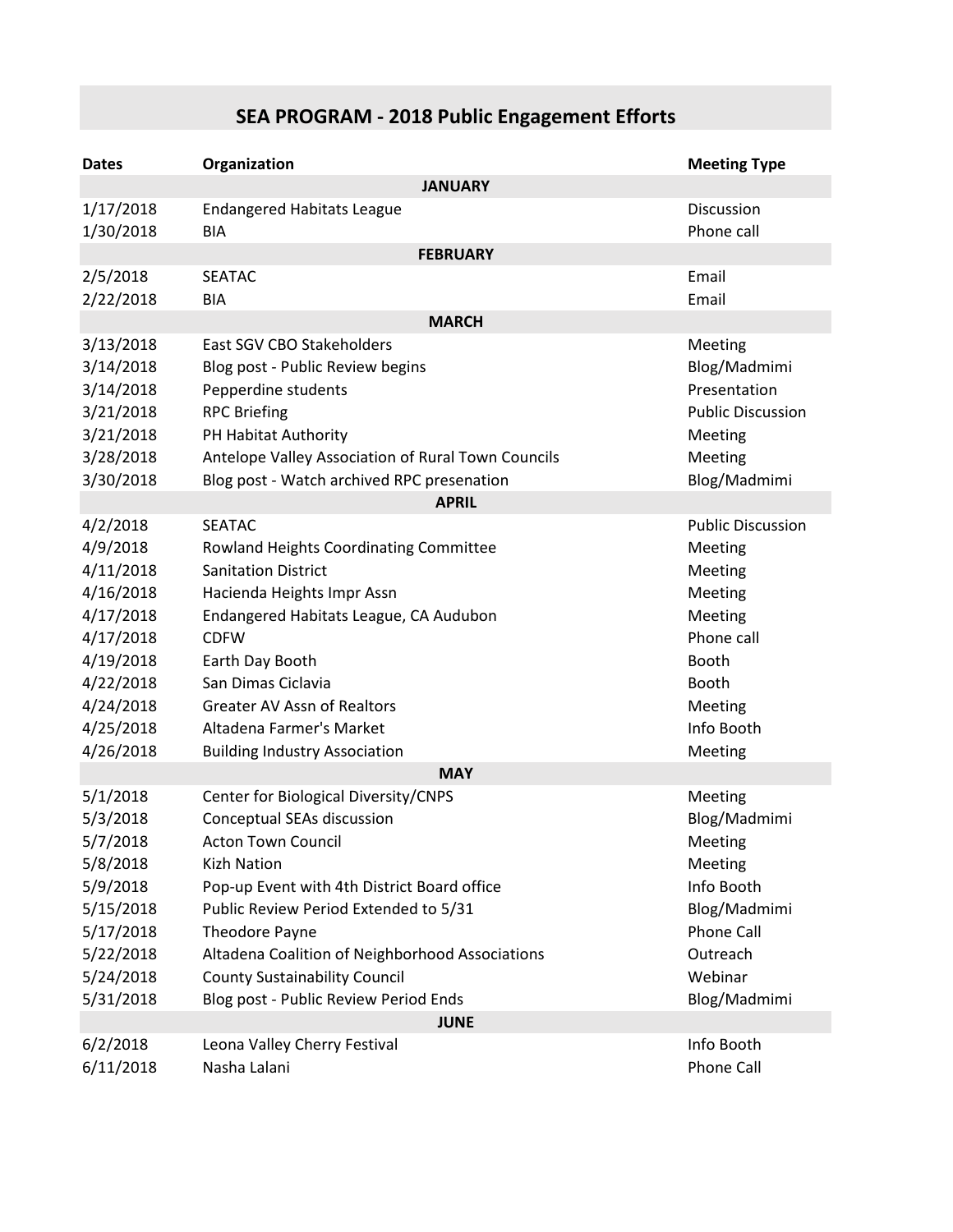# SEA PROGRAM - 2018 Public Engagement Efforts

| Dates | Organization | Meeting Type |
|---|---|---|
| | **JANUARY** | |
| 1/17/2018 | Endangered Habitats League | Discussion |
| 1/30/2018 | BIA | Phone call |
| | **FEBRUARY** | |
| 2/5/2018 | SEATAC | Email |
| 2/22/2018 | BIA | Email |
| | **MARCH** | |
| 3/13/2018 | East SGV CBO Stakeholders | Meeting |
| 3/14/2018 | Blog post - Public Review begins | Blog/Madmimi |
| 3/14/2018 | Pepperdine students | Presentation |
| 3/21/2018 | RPC Briefing | Public Discussion |
| 3/21/2018 | PH Habitat Authority | Meeting |
| 3/28/2018 | Antelope Valley Association of Rural Town Councils | Meeting |
| 3/30/2018 | Blog post - Watch archived RPC presenation | Blog/Madmimi |
| | **APRIL** | |
| 4/2/2018 | SEATAC | Public Discussion |
| 4/9/2018 | Rowland Heights Coordinating Committee | Meeting |
| 4/11/2018 | Sanitation District | Meeting |
| 4/16/2018 | Hacienda Heights Impr Assn | Meeting |
| 4/17/2018 | Endangered Habitats League, CA Audubon | Meeting |
| 4/17/2018 | CDFW | Phone call |
| 4/19/2018 | Earth Day Booth | Booth |
| 4/22/2018 | San Dimas Ciclavia | Booth |
| 4/24/2018 | Greater AV Assn of Realtors | Meeting |
| 4/25/2018 | Altadena Farmer's Market | Info Booth |
| 4/26/2018 | Building Industry Association | Meeting |
| | **MAY** | |
| 5/1/2018 | Center for Biological Diversity/CNPS | Meeting |
| 5/3/2018 | Conceptual SEAs discussion | Blog/Madmimi |
| 5/7/2018 | Acton Town Council | Meeting |
| 5/8/2018 | Kizh Nation | Meeting |
| 5/9/2018 | Pop-up Event with 4th District Board office | Info Booth |
| 5/15/2018 | Public Review Period Extended to 5/31 | Blog/Madmimi |
| 5/17/2018 | Theodore Payne | Phone Call |
| 5/22/2018 | Altadena Coalition of Neighborhood Associations | Outreach |
| 5/24/2018 | County Sustainability Council | Webinar |
| 5/31/2018 | Blog post - Public Review Period Ends | Blog/Madmimi |
| | **JUNE** | |
| 6/2/2018 | Leona Valley Cherry Festival | Info Booth |
| 6/11/2018 | Nasha Lalani | Phone Call |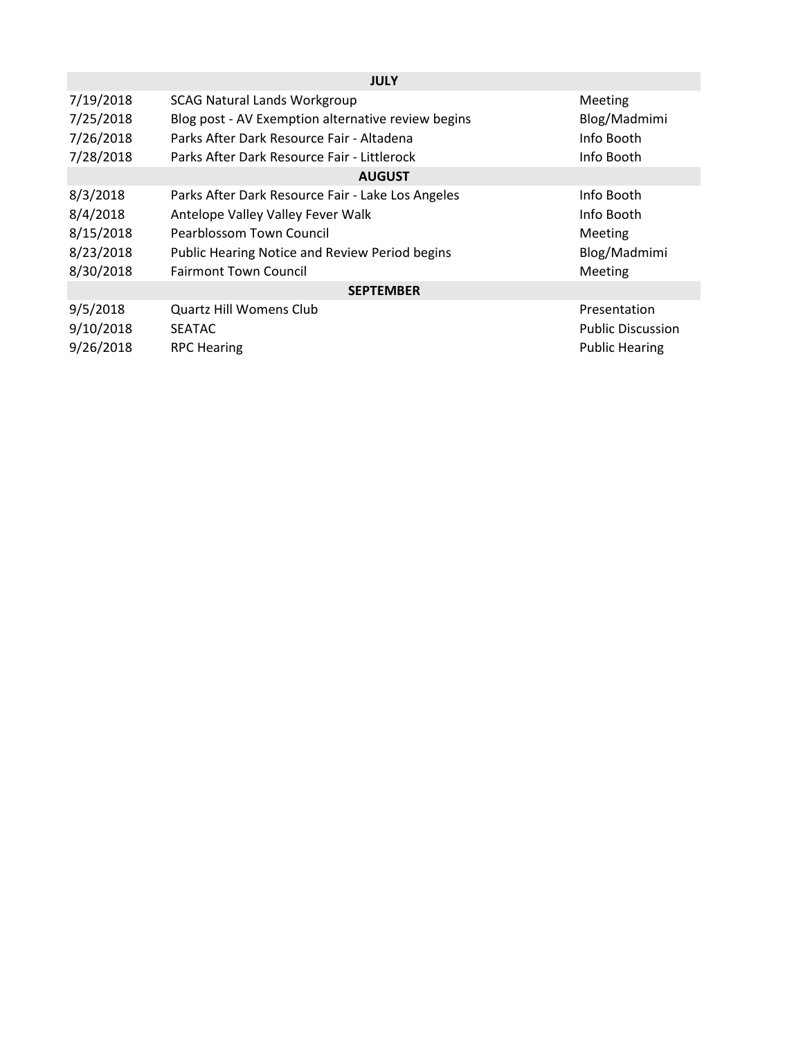| | | |
|---|---|---|
| **JULY** | | |
| 7/19/2018 | SCAG Natural Lands Workgroup | Meeting |
| 7/25/2018 | Blog post - AV Exemption alternative review begins | Blog/Madmimi |
| 7/26/2018 | Parks After Dark Resource Fair - Altadena | Info Booth |
| 7/28/2018 | Parks After Dark Resource Fair - Littlerock | Info Booth |
| **AUGUST** | | |
| 8/3/2018 | Parks After Dark Resource Fair - Lake Los Angeles | Info Booth |
| 8/4/2018 | Antelope Valley Valley Fever Walk | Info Booth |
| 8/15/2018 | Pearblossom Town Council | Meeting |
| 8/23/2018 | Public Hearing Notice and Review Period begins | Blog/Madmimi |
| 8/30/2018 | Fairmont Town Council | Meeting |
| **SEPTEMBER** | | |
| 9/5/2018 | Quartz Hill Womens Club | Presentation |
| 9/10/2018 | SEATAC | Public Discussion |
| 9/26/2018 | RPC Hearing | Public Hearing |